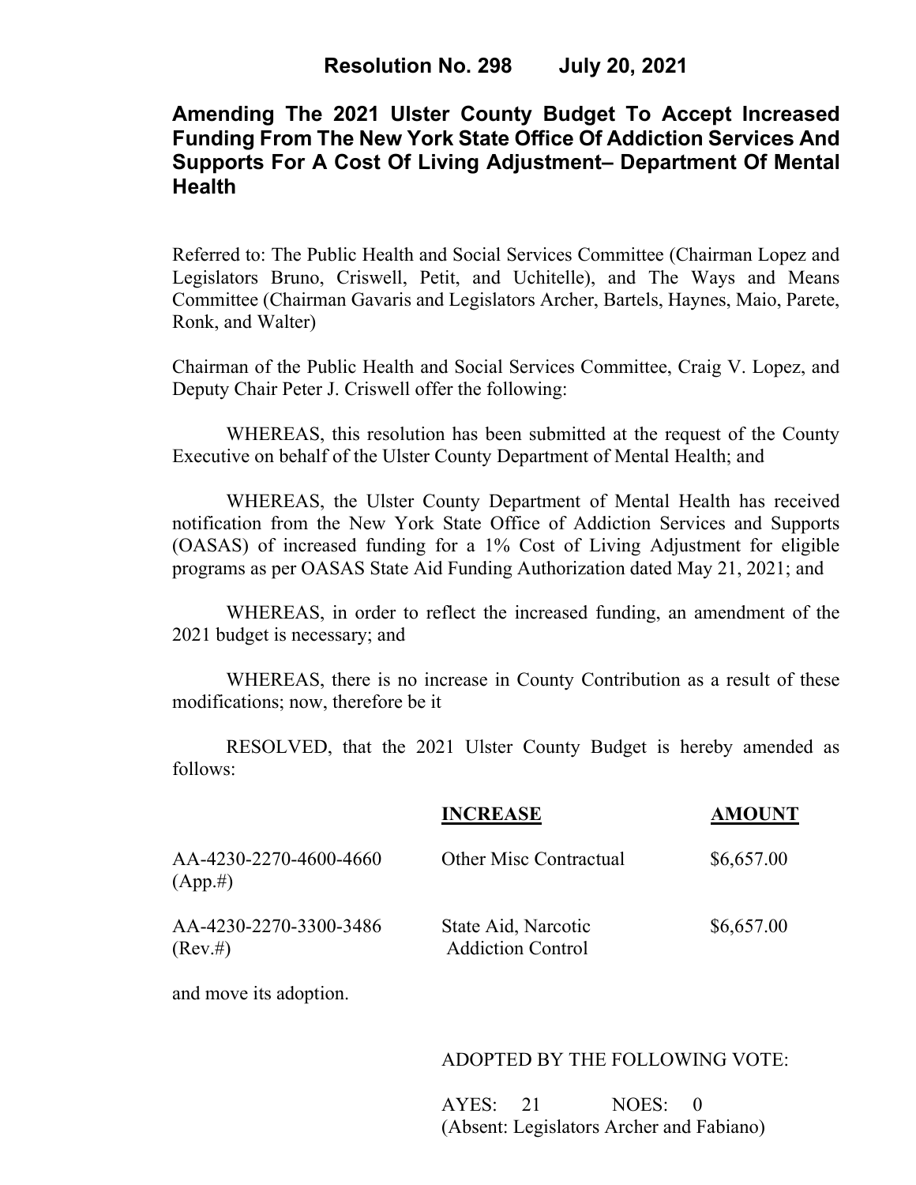# Resolution No. 298 July 20, 2021

## Amending The 2021 Ulster County Budget To Accept Increased Funding From The New York State Office Of Addiction Services And Supports For A Cost Of Living Adjustment– Department Of Mental Health

Referred to: The Public Health and Social Services Committee (Chairman Lopez and Legislators Bruno, Criswell, Petit, and Uchitelle), and The Ways and Means Committee (Chairman Gavaris and Legislators Archer, Bartels, Haynes, Maio, Parete, Ronk, and Walter)

Chairman of the Public Health and Social Services Committee, Craig V. Lopez, and Deputy Chair Peter J. Criswell offer the following:

WHEREAS, this resolution has been submitted at the request of the County Executive on behalf of the Ulster County Department of Mental Health; and

WHEREAS, the Ulster County Department of Mental Health has received notification from the New York State Office of Addiction Services and Supports (OASAS) of increased funding for a 1% Cost of Living Adjustment for eligible programs as per OASAS State Aid Funding Authorization dated May 21, 2021; and

WHEREAS, in order to reflect the increased funding, an amendment of the 2021 budget is necessary; and

WHEREAS, there is no increase in County Contribution as a result of these modifications; now, therefore be it

RESOLVED, that the 2021 Ulster County Budget is hereby amended as follows:

| | INCREASE | AMOUNT |
|---|---|---|
| AA-4230-2270-4600-4660 (App.#) | Other Misc Contractual | $6,657.00 |
| AA-4230-2270-3300-3486 (Rev.#) | State Aid, Narcotic Addiction Control | $6,657.00 |

and move its adoption.

ADOPTED BY THE FOLLOWING VOTE:

AYES: 21 NOES: 0
(Absent: Legislators Archer and Fabiano)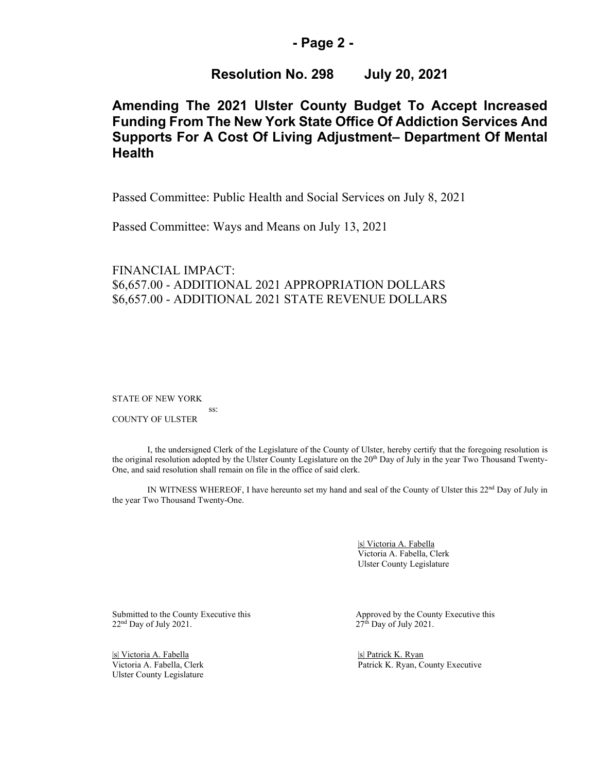## Resolution No. 298 July 20, 2021

## Amending The 2021 Ulster County Budget To Accept Increased Funding From The New York State Office Of Addiction Services And Supports For A Cost Of Living Adjustment– Department Of Mental Health

Passed Committee: Public Health and Social Services on July 8, 2021

Passed Committee: Ways and Means on July 13, 2021

FINANCIAL IMPACT:
$6,657.00 - ADDITIONAL 2021 APPROPRIATION DOLLARS
$6,657.00 - ADDITIONAL 2021 STATE REVENUE DOLLARS

STATE OF NEW YORK
ss:
COUNTY OF ULSTER

I, the undersigned Clerk of the Legislature of the County of Ulster, hereby certify that the foregoing resolution is the original resolution adopted by the Ulster County Legislature on the 20th Day of July in the year Two Thousand Twenty-One, and said resolution shall remain on file in the office of said clerk.

IN WITNESS WHEREOF, I have hereunto set my hand and seal of the County of Ulster this 22nd Day of July in the year Two Thousand Twenty-One.

|s| Victoria A. Fabella
Victoria A. Fabella, Clerk
Ulster County Legislature

Submitted to the County Executive this 22nd Day of July 2021.

|s| Victoria A. Fabella
Victoria A. Fabella, Clerk
Ulster County Legislature

Approved by the County Executive this 27th Day of July 2021.

|s| Patrick K. Ryan
Patrick K. Ryan, County Executive